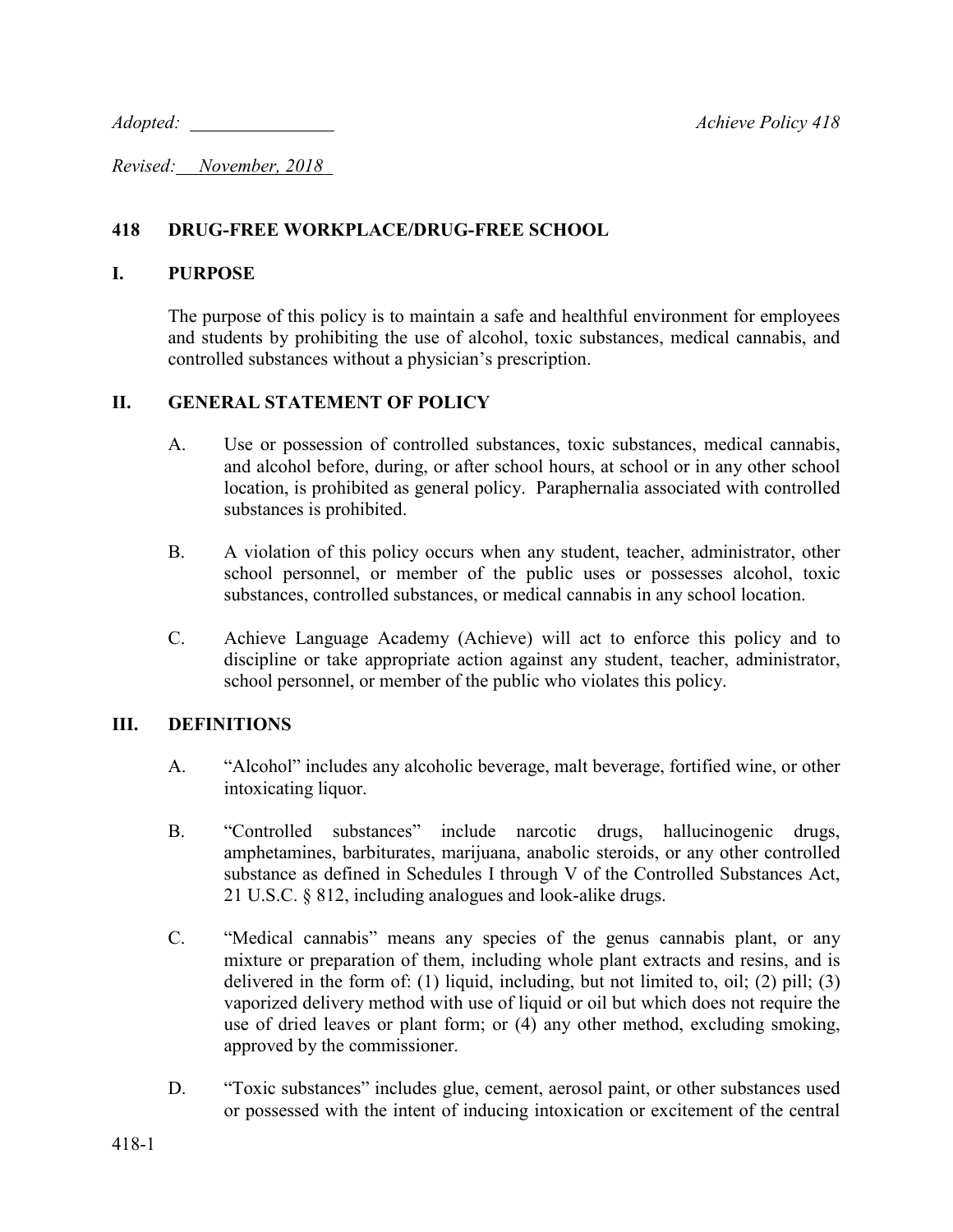*Adopted:* ________________ *Achieve Policy 418*

*Revised: November, 2018*

## 418 DRUG-FREE WORKPLACE/DRUG-FREE SCHOOL

### I. PURPOSE

The purpose of this policy is to maintain a safe and healthful environment for employees and students by prohibiting the use of alcohol, toxic substances, medical cannabis, and controlled substances without a physician's prescription.

### II. GENERAL STATEMENT OF POLICY

A. Use or possession of controlled substances, toxic substances, medical cannabis, and alcohol before, during, or after school hours, at school or in any other school location, is prohibited as general policy. Paraphernalia associated with controlled substances is prohibited.

B. A violation of this policy occurs when any student, teacher, administrator, other school personnel, or member of the public uses or possesses alcohol, toxic substances, controlled substances, or medical cannabis in any school location.

C. Achieve Language Academy (Achieve) will act to enforce this policy and to discipline or take appropriate action against any student, teacher, administrator, school personnel, or member of the public who violates this policy.

### III. DEFINITIONS

A. "Alcohol" includes any alcoholic beverage, malt beverage, fortified wine, or other intoxicating liquor.

B. "Controlled substances" include narcotic drugs, hallucinogenic drugs, amphetamines, barbiturates, marijuana, anabolic steroids, or any other controlled substance as defined in Schedules I through V of the Controlled Substances Act, 21 U.S.C. § 812, including analogues and look-alike drugs.

C. "Medical cannabis" means any species of the genus cannabis plant, or any mixture or preparation of them, including whole plant extracts and resins, and is delivered in the form of: (1) liquid, including, but not limited to, oil; (2) pill; (3) vaporized delivery method with use of liquid or oil but which does not require the use of dried leaves or plant form; or (4) any other method, excluding smoking, approved by the commissioner.

D. "Toxic substances" includes glue, cement, aerosol paint, or other substances used or possessed with the intent of inducing intoxication or excitement of the central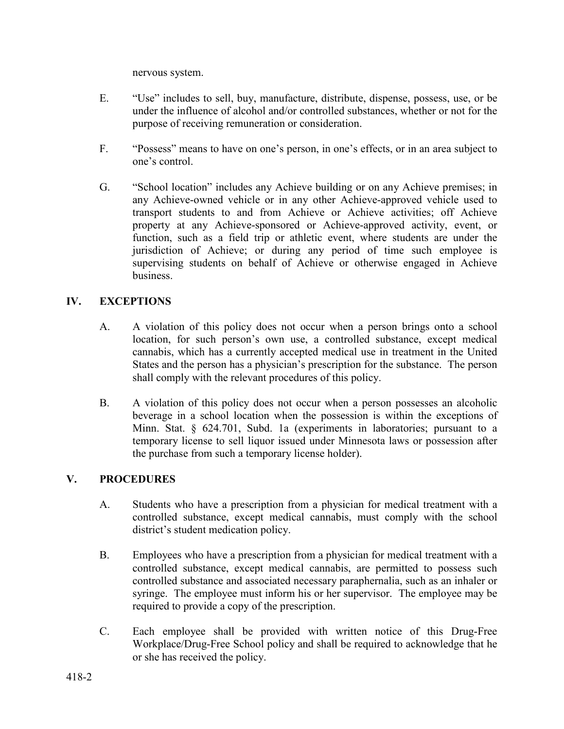nervous system.

E. "Use" includes to sell, buy, manufacture, distribute, dispense, possess, use, or be under the influence of alcohol and/or controlled substances, whether or not for the purpose of receiving remuneration or consideration.

F. "Possess" means to have on one's person, in one's effects, or in an area subject to one's control.

G. "School location" includes any Achieve building or on any Achieve premises; in any Achieve-owned vehicle or in any other Achieve-approved vehicle used to transport students to and from Achieve or Achieve activities; off Achieve property at any Achieve-sponsored or Achieve-approved activity, event, or function, such as a field trip or athletic event, where students are under the jurisdiction of Achieve; or during any period of time such employee is supervising students on behalf of Achieve or otherwise engaged in Achieve business.

## IV. EXCEPTIONS

A. A violation of this policy does not occur when a person brings onto a school location, for such person's own use, a controlled substance, except medical cannabis, which has a currently accepted medical use in treatment in the United States and the person has a physician's prescription for the substance. The person shall comply with the relevant procedures of this policy.

B. A violation of this policy does not occur when a person possesses an alcoholic beverage in a school location when the possession is within the exceptions of Minn. Stat. § 624.701, Subd. 1a (experiments in laboratories; pursuant to a temporary license to sell liquor issued under Minnesota laws or possession after the purchase from such a temporary license holder).

## V. PROCEDURES

A. Students who have a prescription from a physician for medical treatment with a controlled substance, except medical cannabis, must comply with the school district's student medication policy.

B. Employees who have a prescription from a physician for medical treatment with a controlled substance, except medical cannabis, are permitted to possess such controlled substance and associated necessary paraphernalia, such as an inhaler or syringe. The employee must inform his or her supervisor. The employee may be required to provide a copy of the prescription.

C. Each employee shall be provided with written notice of this Drug-Free Workplace/Drug-Free School policy and shall be required to acknowledge that he or she has received the policy.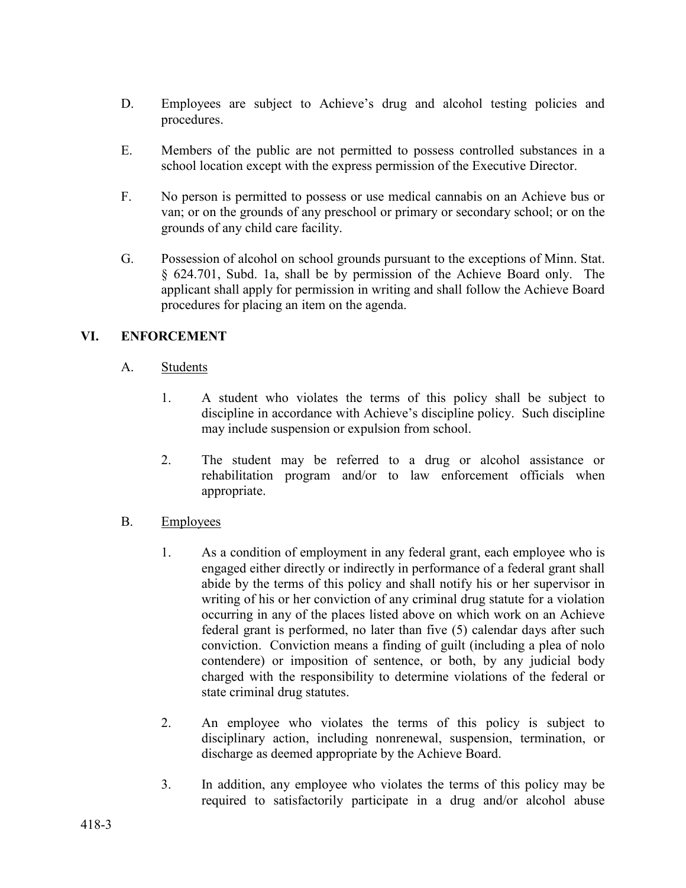D. Employees are subject to Achieve's drug and alcohol testing policies and procedures.

E. Members of the public are not permitted to possess controlled substances in a school location except with the express permission of the Executive Director.

F. No person is permitted to possess or use medical cannabis on an Achieve bus or van; or on the grounds of any preschool or primary or secondary school; or on the grounds of any child care facility.

G. Possession of alcohol on school grounds pursuant to the exceptions of Minn. Stat. § 624.701, Subd. 1a, shall be by permission of the Achieve Board only. The applicant shall apply for permission in writing and shall follow the Achieve Board procedures for placing an item on the agenda.

## VI. ENFORCEMENT

A. <u>Students</u>

1. A student who violates the terms of this policy shall be subject to discipline in accordance with Achieve's discipline policy. Such discipline may include suspension or expulsion from school.

2. The student may be referred to a drug or alcohol assistance or rehabilitation program and/or to law enforcement officials when appropriate.

B. <u>Employees</u>

1. As a condition of employment in any federal grant, each employee who is engaged either directly or indirectly in performance of a federal grant shall abide by the terms of this policy and shall notify his or her supervisor in writing of his or her conviction of any criminal drug statute for a violation occurring in any of the places listed above on which work on an Achieve federal grant is performed, no later than five (5) calendar days after such conviction. Conviction means a finding of guilt (including a plea of nolo contendere) or imposition of sentence, or both, by any judicial body charged with the responsibility to determine violations of the federal or state criminal drug statutes.

2. An employee who violates the terms of this policy is subject to disciplinary action, including nonrenewal, suspension, termination, or discharge as deemed appropriate by the Achieve Board.

3. In addition, any employee who violates the terms of this policy may be required to satisfactorily participate in a drug and/or alcohol abuse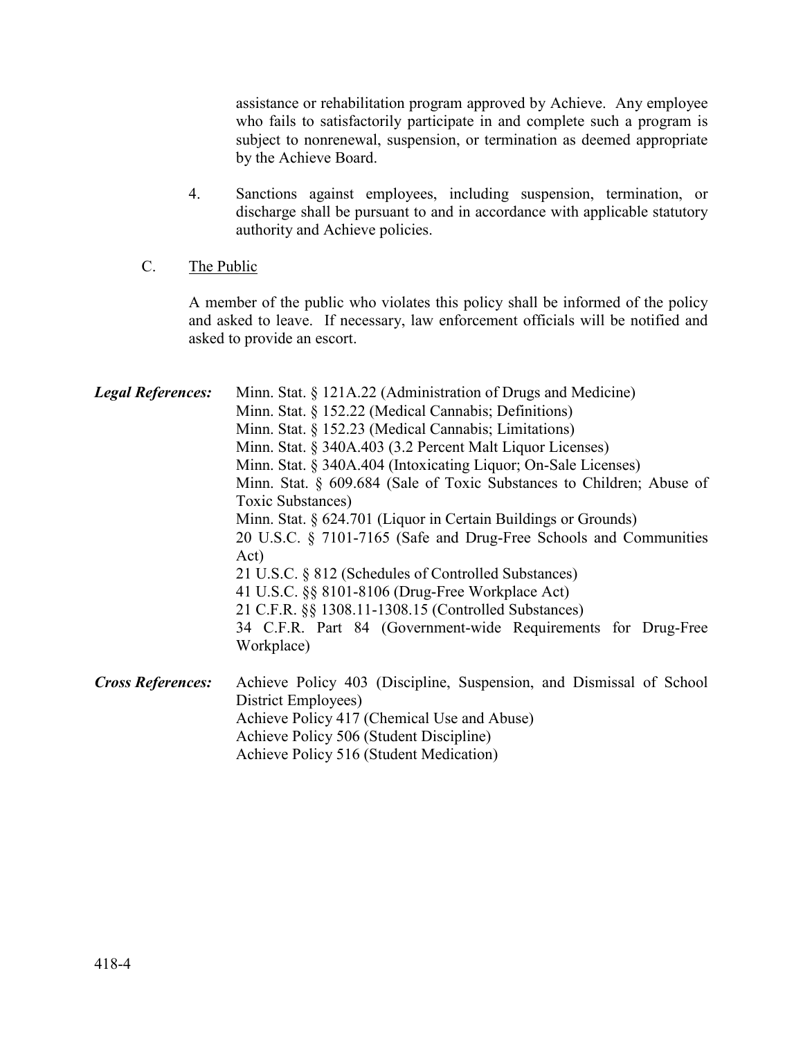assistance or rehabilitation program approved by Achieve. Any employee who fails to satisfactorily participate in and complete such a program is subject to nonrenewal, suspension, or termination as deemed appropriate by the Achieve Board.

4. Sanctions against employees, including suspension, termination, or discharge shall be pursuant to and in accordance with applicable statutory authority and Achieve policies.

C. <u>The Public</u>

A member of the public who violates this policy shall be informed of the policy and asked to leave. If necessary, law enforcement officials will be notified and asked to provide an escort.

***Legal References:***
Minn. Stat. § 121A.22 (Administration of Drugs and Medicine)
Minn. Stat. § 152.22 (Medical Cannabis; Definitions)
Minn. Stat. § 152.23 (Medical Cannabis; Limitations)
Minn. Stat. § 340A.403 (3.2 Percent Malt Liquor Licenses)
Minn. Stat. § 340A.404 (Intoxicating Liquor; On-Sale Licenses)
Minn. Stat. § 609.684 (Sale of Toxic Substances to Children; Abuse of Toxic Substances)
Minn. Stat. § 624.701 (Liquor in Certain Buildings or Grounds)
20 U.S.C. § 7101-7165 (Safe and Drug-Free Schools and Communities Act)
21 U.S.C. § 812 (Schedules of Controlled Substances)
41 U.S.C. §§ 8101-8106 (Drug-Free Workplace Act)
21 C.F.R. §§ 1308.11-1308.15 (Controlled Substances)
34 C.F.R. Part 84 (Government-wide Requirements for Drug-Free Workplace)

***Cross References:***
Achieve Policy 403 (Discipline, Suspension, and Dismissal of School District Employees)
Achieve Policy 417 (Chemical Use and Abuse)
Achieve Policy 506 (Student Discipline)
Achieve Policy 516 (Student Medication)